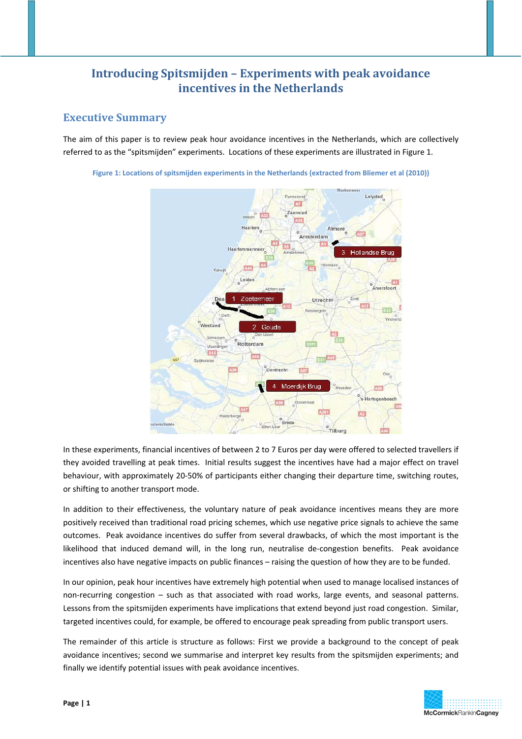# Introducing Spitsmijden – Experiments with peak avoidance incentives in the Netherlands

## Executive Summary

The aim of this paper is to review peak hour avoidance incentives in the Netherlands, which are collectively referred to as the "spitsmijden" experiments. Locations of these experiments are illustrated in Figure 1.

Figure 1: Locations of spitsmijden experiments in the Netherlands (extracted from Bliemer et al (2010))

In these experiments, financial incentives of between 2 to 7 Euros per day were offered to selected travellers if they avoided travelling at peak times. Initial results suggest the incentives have had a major effect on travel behaviour, with approximately 20-50% of participants either changing their departure time, switching routes, or shifting to another transport mode.

In addition to their effectiveness, the voluntary nature of peak avoidance incentives means they are more positively received than traditional road pricing schemes, which use negative price signals to achieve the same outcomes. Peak avoidance incentives do suffer from several drawbacks, of which the most important is the likelihood that induced demand will, in the long run, neutralise de-congestion benefits. Peak avoidance incentives also have negative impacts on public finances – raising the question of how they are to be funded.

In our opinion, peak hour incentives have extremely high potential when used to manage localised instances of non-recurring congestion – such as that associated with road works, large events, and seasonal patterns. Lessons from the spitsmijden experiments have implications that extend beyond just road congestion. Similar, targeted incentives could, for example, be offered to encourage peak spreading from public transport users.

The remainder of this article is structure as follows: First we provide a background to the concept of peak avoidance incentives; second we summarise and interpret key results from the spitsmijden experiments; and finally we identify potential issues with peak avoidance incentives.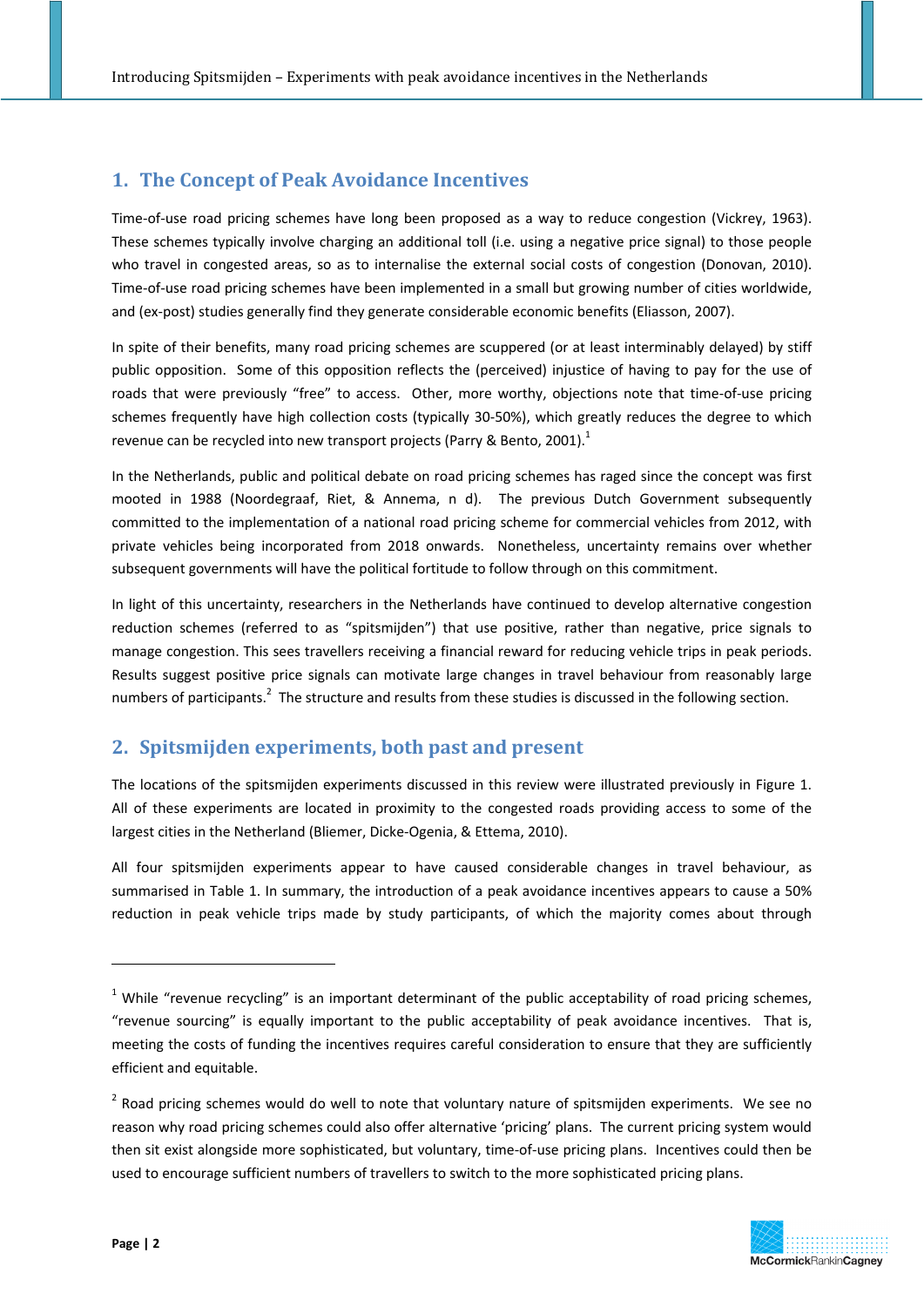## 1. The Concept of Peak Avoidance Incentives

Time-of-use road pricing schemes have long been proposed as a way to reduce congestion (Vickrey, 1963). These schemes typically involve charging an additional toll (i.e. using a negative price signal) to those people who travel in congested areas, so as to internalise the external social costs of congestion (Donovan, 2010). Time-of-use road pricing schemes have been implemented in a small but growing number of cities worldwide, and (ex-post) studies generally find they generate considerable economic benefits (Eliasson, 2007).

In spite of their benefits, many road pricing schemes are scuppered (or at least interminably delayed) by stiff public opposition. Some of this opposition reflects the (perceived) injustice of having to pay for the use of roads that were previously "free" to access. Other, more worthy, objections note that time-of-use pricing schemes frequently have high collection costs (typically 30-50%), which greatly reduces the degree to which revenue can be recycled into new transport projects (Parry & Bento, 2001).[1]

In the Netherlands, public and political debate on road pricing schemes has raged since the concept was first mooted in 1988 (Noordegraaf, Riet, & Annema, n d). The previous Dutch Government subsequently committed to the implementation of a national road pricing scheme for commercial vehicles from 2012, with private vehicles being incorporated from 2018 onwards. Nonetheless, uncertainty remains over whether subsequent governments will have the political fortitude to follow through on this commitment.

In light of this uncertainty, researchers in the Netherlands have continued to develop alternative congestion reduction schemes (referred to as "spitsmijden") that use positive, rather than negative, price signals to manage congestion. This sees travellers receiving a financial reward for reducing vehicle trips in peak periods. Results suggest positive price signals can motivate large changes in travel behaviour from reasonably large numbers of participants.[2] The structure and results from these studies is discussed in the following section.

## 2. Spitsmijden experiments, both past and present

The locations of the spitsmijden experiments discussed in this review were illustrated previously in Figure 1. All of these experiments are located in proximity to the congested roads providing access to some of the largest cities in the Netherland (Bliemer, Dicke-Ogenia, & Ettema, 2010).

All four spitsmijden experiments appear to have caused considerable changes in travel behaviour, as summarised in Table 1. In summary, the introduction of a peak avoidance incentives appears to cause a 50% reduction in peak vehicle trips made by study participants, of which the majority comes about through

---

[1] While "revenue recycling" is an important determinant of the public acceptability of road pricing schemes, "revenue sourcing" is equally important to the public acceptability of peak avoidance incentives. That is, meeting the costs of funding the incentives requires careful consideration to ensure that they are sufficiently efficient and equitable.

[2] Road pricing schemes would do well to note that voluntary nature of spitsmijden experiments. We see no reason why road pricing schemes could also offer alternative 'pricing' plans. The current pricing system would then sit exist alongside more sophisticated, but voluntary, time-of-use pricing plans. Incentives could then be used to encourage sufficient numbers of travellers to switch to the more sophisticated pricing plans.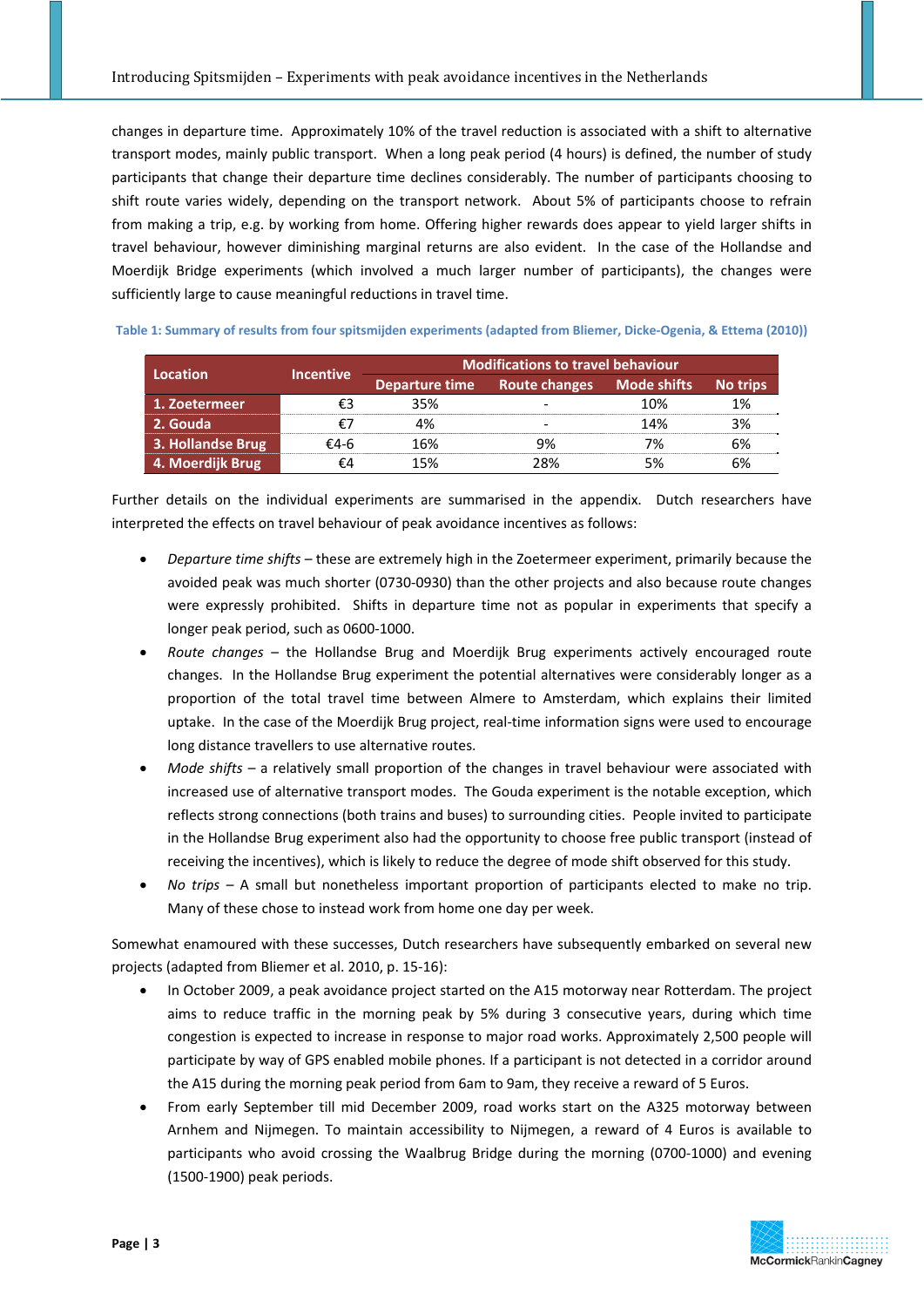changes in departure time. Approximately 10% of the travel reduction is associated with a shift to alternative transport modes, mainly public transport. When a long peak period (4 hours) is defined, the number of study participants that change their departure time declines considerably. The number of participants choosing to shift route varies widely, depending on the transport network. About 5% of participants choose to refrain from making a trip, e.g. by working from home. Offering higher rewards does appear to yield larger shifts in travel behaviour, however diminishing marginal returns are also evident. In the case of the Hollandse and Moerdijk Bridge experiments (which involved a much larger number of participants), the changes were sufficiently large to cause meaningful reductions in travel time.

**Table 1: Summary of results from four spitsmijden experiments (adapted from Bliemer, Dicke-Ogenia, & Ettema (2010))**

| Location | Incentive | Modifications to travel behaviour | | | |
|---|---|---|---|---|---|
| | | Departure time | Route changes | Mode shifts | No trips |
| 1. Zoetermeer | €3 | 35% | - | 10% | 1% |
| 2. Gouda | €7 | 4% | - | 14% | 3% |
| 3. Hollandse Brug | €4-6 | 16% | 9% | 7% | 6% |
| 4. Moerdijk Brug | €4 | 15% | 28% | 5% | 6% |

Further details on the individual experiments are summarised in the appendix. Dutch researchers have interpreted the effects on travel behaviour of peak avoidance incentives as follows:

- *Departure time shifts* – these are extremely high in the Zoetermeer experiment, primarily because the avoided peak was much shorter (0730-0930) than the other projects and also because route changes were expressly prohibited. Shifts in departure time not as popular in experiments that specify a longer peak period, such as 0600-1000.
- *Route changes* – the Hollandse Brug and Moerdijk Brug experiments actively encouraged route changes. In the Hollandse Brug experiment the potential alternatives were considerably longer as a proportion of the total travel time between Almere to Amsterdam, which explains their limited uptake. In the case of the Moerdijk Brug project, real-time information signs were used to encourage long distance travellers to use alternative routes.
- *Mode shifts* – a relatively small proportion of the changes in travel behaviour were associated with increased use of alternative transport modes. The Gouda experiment is the notable exception, which reflects strong connections (both trains and buses) to surrounding cities. People invited to participate in the Hollandse Brug experiment also had the opportunity to choose free public transport (instead of receiving the incentives), which is likely to reduce the degree of mode shift observed for this study.
- *No trips* – A small but nonetheless important proportion of participants elected to make no trip. Many of these chose to instead work from home one day per week.

Somewhat enamoured with these successes, Dutch researchers have subsequently embarked on several new projects (adapted from Bliemer et al. 2010, p. 15-16):

- In October 2009, a peak avoidance project started on the A15 motorway near Rotterdam. The project aims to reduce traffic in the morning peak by 5% during 3 consecutive years, during which time congestion is expected to increase in response to major road works. Approximately 2,500 people will participate by way of GPS enabled mobile phones. If a participant is not detected in a corridor around the A15 during the morning peak period from 6am to 9am, they receive a reward of 5 Euros.
- From early September till mid December 2009, road works start on the A325 motorway between Arnhem and Nijmegen. To maintain accessibility to Nijmegen, a reward of 4 Euros is available to participants who avoid crossing the Waalbrug Bridge during the morning (0700-1000) and evening (1500-1900) peak periods.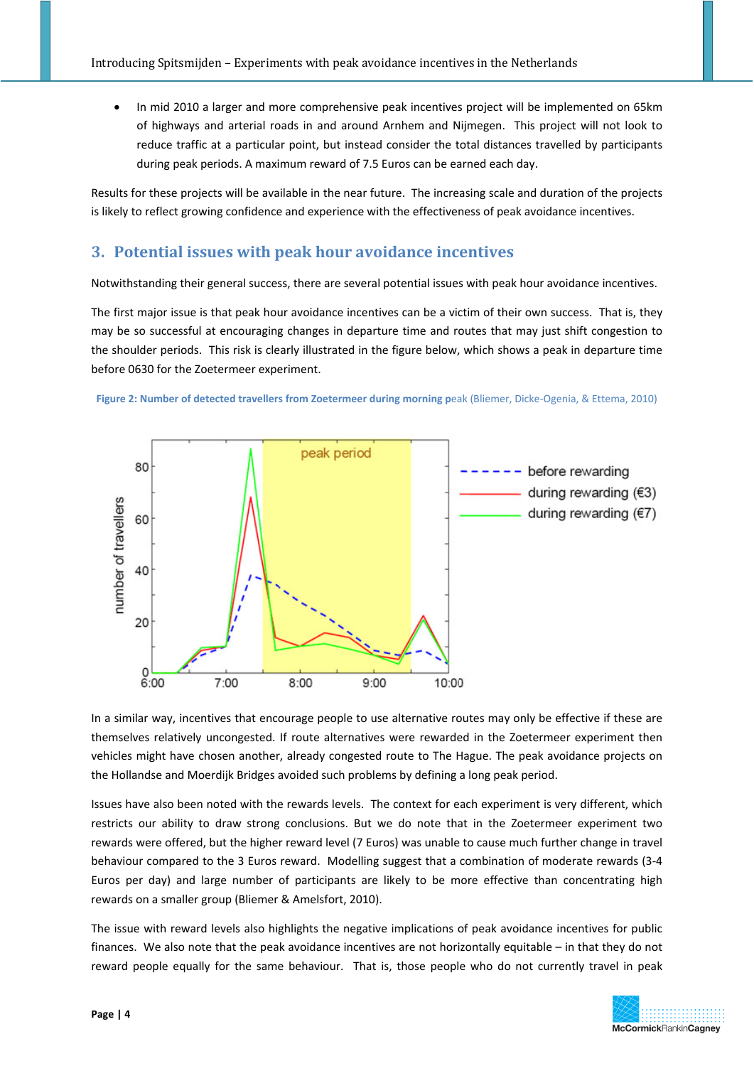- In mid 2010 a larger and more comprehensive peak incentives project will be implemented on 65km of highways and arterial roads in and around Arnhem and Nijmegen. This project will not look to reduce traffic at a particular point, but instead consider the total distances travelled by participants during peak periods. A maximum reward of 7.5 Euros can be earned each day.

Results for these projects will be available in the near future. The increasing scale and duration of the projects is likely to reflect growing confidence and experience with the effectiveness of peak avoidance incentives.

## 3. Potential issues with peak hour avoidance incentives

Notwithstanding their general success, there are several potential issues with peak hour avoidance incentives.

The first major issue is that peak hour avoidance incentives can be a victim of their own success. That is, they may be so successful at encouraging changes in departure time and routes that may just shift congestion to the shoulder periods. This risk is clearly illustrated in the figure below, which shows a peak in departure time before 0630 for the Zoetermeer experiment.

Figure 2: Number of detected travellers from Zoetermeer during morning peak (Bliemer, Dicke-Ogenia, & Ettema, 2010)

In a similar way, incentives that encourage people to use alternative routes may only be effective if these are themselves relatively uncongested. If route alternatives were rewarded in the Zoetermeer experiment then vehicles might have chosen another, already congested route to The Hague. The peak avoidance projects on the Hollandse and Moerdijk Bridges avoided such problems by defining a long peak period.

Issues have also been noted with the rewards levels. The context for each experiment is very different, which restricts our ability to draw strong conclusions. But we do note that in the Zoetermeer experiment two rewards were offered, but the higher reward level (7 Euros) was unable to cause much further change in travel behaviour compared to the 3 Euros reward. Modelling suggest that a combination of moderate rewards (3-4 Euros per day) and large number of participants are likely to be more effective than concentrating high rewards on a smaller group (Bliemer & Amelsfort, 2010).

The issue with reward levels also highlights the negative implications of peak avoidance incentives for public finances. We also note that the peak avoidance incentives are not horizontally equitable – in that they do not reward people equally for the same behaviour. That is, those people who do not currently travel in peak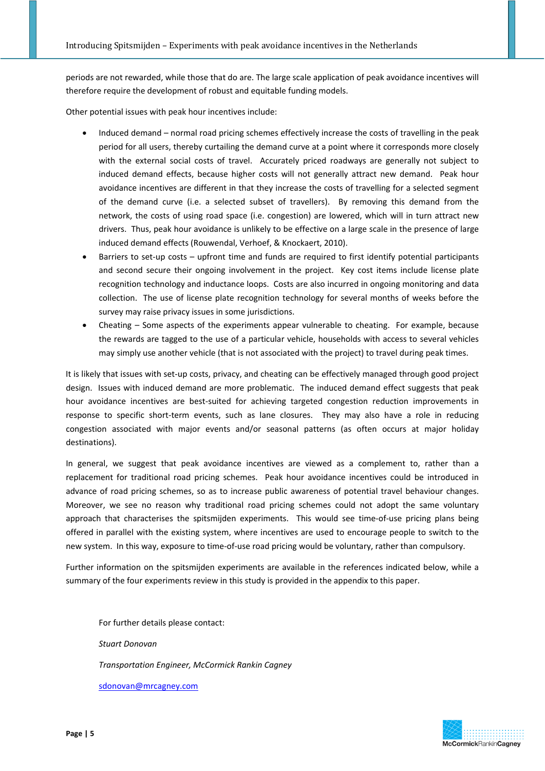periods are not rewarded, while those that do are. The large scale application of peak avoidance incentives will therefore require the development of robust and equitable funding models.

Other potential issues with peak hour incentives include:

- Induced demand – normal road pricing schemes effectively increase the costs of travelling in the peak period for all users, thereby curtailing the demand curve at a point where it corresponds more closely with the external social costs of travel. Accurately priced roadways are generally not subject to induced demand effects, because higher costs will not generally attract new demand. Peak hour avoidance incentives are different in that they increase the costs of travelling for a selected segment of the demand curve (i.e. a selected subset of travellers). By removing this demand from the network, the costs of using road space (i.e. congestion) are lowered, which will in turn attract new drivers. Thus, peak hour avoidance is unlikely to be effective on a large scale in the presence of large induced demand effects (Rouwendal, Verhoef, & Knockaert, 2010).
- Barriers to set-up costs – upfront time and funds are required to first identify potential participants and second secure their ongoing involvement in the project. Key cost items include license plate recognition technology and inductance loops. Costs are also incurred in ongoing monitoring and data collection. The use of license plate recognition technology for several months of weeks before the survey may raise privacy issues in some jurisdictions.
- Cheating – Some aspects of the experiments appear vulnerable to cheating. For example, because the rewards are tagged to the use of a particular vehicle, households with access to several vehicles may simply use another vehicle (that is not associated with the project) to travel during peak times.

It is likely that issues with set-up costs, privacy, and cheating can be effectively managed through good project design. Issues with induced demand are more problematic. The induced demand effect suggests that peak hour avoidance incentives are best-suited for achieving targeted congestion reduction improvements in response to specific short-term events, such as lane closures. They may also have a role in reducing congestion associated with major events and/or seasonal patterns (as often occurs at major holiday destinations).

In general, we suggest that peak avoidance incentives are viewed as a complement to, rather than a replacement for traditional road pricing schemes. Peak hour avoidance incentives could be introduced in advance of road pricing schemes, so as to increase public awareness of potential travel behaviour changes. Moreover, we see no reason why traditional road pricing schemes could not adopt the same voluntary approach that characterises the spitsmijden experiments. This would see time-of-use pricing plans being offered in parallel with the existing system, where incentives are used to encourage people to switch to the new system. In this way, exposure to time-of-use road pricing would be voluntary, rather than compulsory.

Further information on the spitsmijden experiments are available in the references indicated below, while a summary of the four experiments review in this study is provided in the appendix to this paper.

For further details please contact:

*Stuart Donovan*

*Transportation Engineer, McCormick Rankin Cagney*

sdonovan@mrcagney.com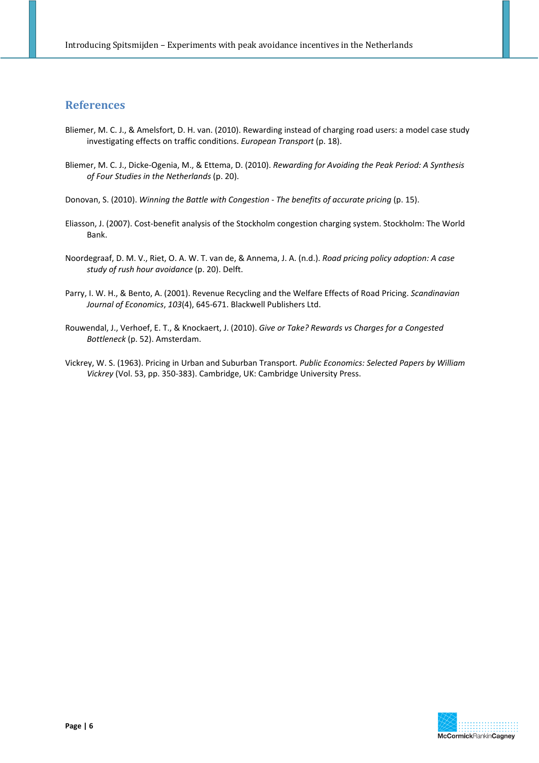## References

Bliemer, M. C. J., & Amelsfort, D. H. van. (2010). Rewarding instead of charging road users: a model case study investigating effects on traffic conditions. *European Transport* (p. 18).

Bliemer, M. C. J., Dicke-Ogenia, M., & Ettema, D. (2010). *Rewarding for Avoiding the Peak Period: A Synthesis of Four Studies in the Netherlands* (p. 20).

Donovan, S. (2010). *Winning the Battle with Congestion - The benefits of accurate pricing* (p. 15).

Eliasson, J. (2007). Cost-benefit analysis of the Stockholm congestion charging system. Stockholm: The World Bank.

Noordegraaf, D. M. V., Riet, O. A. W. T. van de, & Annema, J. A. (n.d.). *Road pricing policy adoption: A case study of rush hour avoidance* (p. 20). Delft.

Parry, I. W. H., & Bento, A. (2001). Revenue Recycling and the Welfare Effects of Road Pricing. *Scandinavian Journal of Economics*, *103*(4), 645-671. Blackwell Publishers Ltd.

Rouwendal, J., Verhoef, E. T., & Knockaert, J. (2010). *Give or Take? Rewards vs Charges for a Congested Bottleneck* (p. 52). Amsterdam.

Vickrey, W. S. (1963). Pricing in Urban and Suburban Transport. *Public Economics: Selected Papers by William Vickrey* (Vol. 53, pp. 350-383). Cambridge, UK: Cambridge University Press.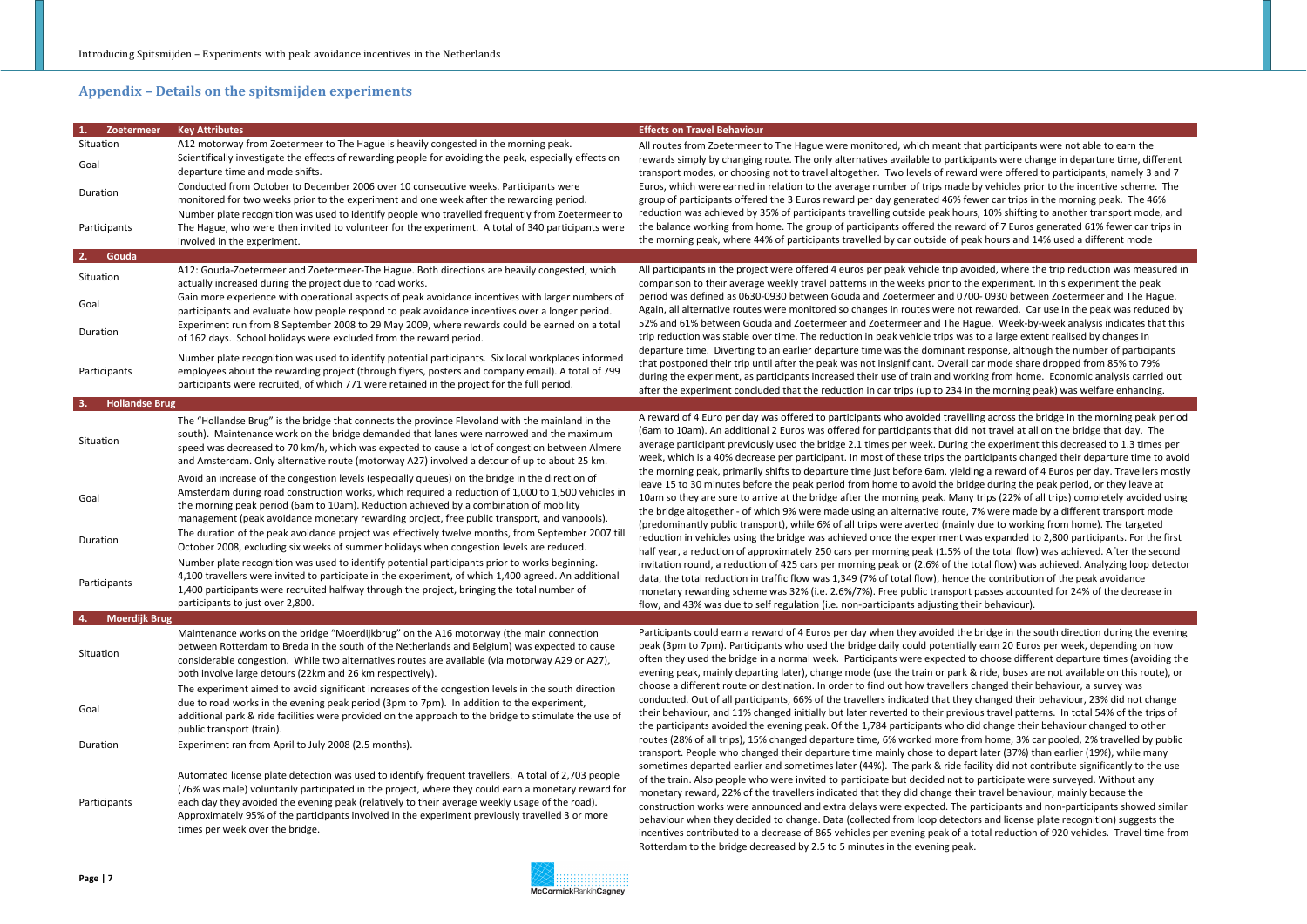## Appendix – Details on the spitsmijden experiments

| | Key Attributes | Effects on Travel Behaviour |
|---|---|---|
| **1. Zoetermeer** | | |
| Situation | A12 motorway from Zoetermeer to The Hague is heavily congested in the morning peak. | All routes from Zoetermeer to The Hague were monitored, which meant that participants were not able to earn the rewards simply by changing route. The only alternatives available to participants were change in departure time, different transport modes, or choosing not to travel altogether. Two levels of reward were offered to participants, namely 3 and 7 Euros, which were earned in relation to the average number of trips made by vehicles prior to the incentive scheme. The group of participants offered the 3 Euros reward per day generated 46% fewer car trips in the morning peak. The 46% reduction was achieved by 35% of participants travelling outside peak hours, 10% shifting to another transport mode, and the balance working from home. The group of participants offered the reward of 7 Euros generated 61% fewer car trips in the morning peak, where 44% of participants travelled by car outside of peak hours and 14% used a different mode |
| Goal | Scientifically investigate the effects of rewarding people for avoiding the peak, especially effects on departure time and mode shifts. | |
| Duration | Conducted from October to December 2006 over 10 consecutive weeks. Participants were monitored for two weeks prior to the experiment and one week after the rewarding period. | |
| Participants | Number plate recognition was used to identify people who travelled frequently from Zoetermeer to The Hague, who were then invited to volunteer for the experiment. A total of 340 participants were involved in the experiment. | |
| **2. Gouda** | | |
| Situation | A12: Gouda-Zoetermeer and Zoetermeer-The Hague. Both directions are heavily congested, which actually increased during the project due to road works. | All participants in the project were offered 4 euros per peak vehicle trip avoided, where the trip reduction was measured in comparison to their average weekly travel patterns in the weeks prior to the experiment. In this experiment the peak period was defined as 0630-0930 between Gouda and Zoetermeer and 0700- 0930 between Zoetermeer and The Hague. Again, all alternative routes were monitored so changes in routes were not rewarded. Car use in the peak was reduced by 52% and 61% between Gouda and Zoetermeer and Zoetermeer and The Hague. Week-by-week analysis indicates that this trip reduction was stable over time. The reduction in peak vehicle trips was to a large extent realised by changes in departure time. Diverting to an earlier departure time was the dominant response, although the number of participants that postponed their trip until after the peak was not insignificant. Overall car mode share dropped from 85% to 79% during the experiment, as participants increased their use of train and working from home. Economic analysis carried out after the experiment concluded that the reduction in car trips (up to 234 in the morning peak) was welfare enhancing. |
| Goal | Gain more experience with operational aspects of peak avoidance incentives with larger numbers of participants and evaluate how people respond to peak avoidance incentives over a longer period. | |
| Duration | Experiment run from 8 September 2008 to 29 May 2009, where rewards could be earned on a total of 162 days. School holidays were excluded from the reward period. | |
| Participants | Number plate recognition was used to identify potential participants. Six local workplaces informed employees about the rewarding project (through flyers, posters and company email). A total of 799 participants were recruited, of which 771 were retained in the project for the full period. | |
| **3. Hollandse Brug** | | |
| Situation | The "Hollandse Brug" is the bridge that connects the province Flevoland with the mainland in the south). Maintenance work on the bridge demanded that lanes were narrowed and the maximum speed was decreased to 70 km/h, which was expected to cause a lot of congestion between Almere and Amsterdam. Only alternative route (motorway A27) involved a detour of up to about 25 km. | A reward of 4 Euro per day was offered to participants who avoided travelling across the bridge in the morning peak period (6am to 10am). An additional 2 Euros was offered for participants that did not travel at all on the bridge that day. The average participant previously used the bridge 2.1 times per week. During the experiment this decreased to 1.3 times per week, which is a 40% decrease per participant. In most of these trips the participants changed their departure time to avoid the morning peak, primarily shifts to departure time just before 6am, yielding a reward of 4 Euros per day. Travellers mostly leave 15 to 30 minutes before the peak period from home to avoid the bridge during the peak period, or they leave at 10am so they are sure to arrive at the bridge after the morning peak. Many trips (22% of all trips) completely avoided using the bridge altogether - of which 9% were made using an alternative route, 7% were made by a different transport mode (predominantly public transport), while 6% of all trips were averted (mainly due to working from home). The targeted reduction in vehicles using the bridge was achieved once the experiment was expanded to 2,800 participants. For the first half year, a reduction of approximately 250 cars per morning peak (1.5% of the total flow) was achieved. After the second invitation round, a reduction of 425 cars per morning peak or (2.6% of the total flow) was achieved. Analyzing loop detector data, the total reduction in traffic flow was 1,349 (7% of total flow), hence the contribution of the peak avoidance monetary rewarding scheme was 32% (i.e. 2.6%/7%). Free public transport passes accounted for 24% of the decrease in flow, and 43% was due to self regulation (i.e. non-participants adjusting their behaviour). |
| Goal | Avoid an increase of the congestion levels (especially queues) on the bridge in the direction of Amsterdam during road construction works, which required a reduction of 1,000 to 1,500 vehicles in the morning peak period (6am to 10am). Reduction achieved by a combination of mobility management (peak avoidance monetary rewarding project, free public transport, and vanpools). | |
| Duration | The duration of the peak avoidance project was effectively twelve months, from September 2007 till October 2008, excluding six weeks of summer holidays when congestion levels are reduced. | |
| Participants | Number plate recognition was used to identify potential participants prior to works beginning. 4,100 travellers were invited to participate in the experiment, of which 1,400 agreed. An additional 1,400 participants were recruited halfway through the project, bringing the total number of participants to just over 2,800. | |
| **4. Moerdijk Brug** | | |
| Situation | Maintenance works on the bridge "Moerdijkbrug" on the A16 motorway (the main connection between Rotterdam to Breda in the south of the Netherlands and Belgium) was expected to cause considerable congestion. While two alternatives routes are available (via motorway A29 or A27), both involve large detours (22km and 26 km respectively). | Participants could earn a reward of 4 Euros per day when they avoided the bridge in the south direction during the evening peak (3pm to 7pm). Participants who used the bridge daily could potentially earn 20 Euros per week, depending on how often they used the bridge in a normal week. Participants were expected to choose different departure times (avoiding the evening peak, mainly departing later), change mode (use the train or park & ride, buses are not available on this route), or choose a different route or destination. In order to find out how travellers changed their behaviour, a survey was conducted. Out of all participants, 66% of the travellers indicated that they changed their behaviour, 23% did not change their behaviour, and 11% changed initially but later reverted to their previous travel patterns. In total 54% of the trips of the participants avoided the evening peak. Of the 1,784 participants who did change their behaviour changed to other routes (28% of all trips), 15% changed departure time, 6% worked more from home, 3% car pooled, 2% travelled by public transport. People who changed their departure time mainly chose to depart later (37%) than earlier (19%), while many sometimes departed earlier and sometimes later (44%). The park & ride facility did not contribute significantly to the use of the train. Also people who were invited to participate but decided not to participate were surveyed. Without any monetary reward, 22% of the travellers indicated that they did change their travel behaviour, mainly because the construction works were announced and extra delays were expected. The participants and non-participants showed similar behaviour when they decided to change. Data (collected from loop detectors and license plate recognition) suggests the incentives contributed to a decrease of 865 vehicles per evening peak of a total reduction of 920 vehicles. Travel time from Rotterdam to the bridge decreased by 2.5 to 5 minutes in the evening peak. |
| Goal | The experiment aimed to avoid significant increases of the congestion levels in the south direction due to road works in the evening peak period (3pm to 7pm). In addition to the experiment, additional park & ride facilities were provided on the approach to the bridge to stimulate the use of public transport (train). | |
| Duration | Experiment ran from April to July 2008 (2.5 months). | |
| Participants | Automated license plate detection was used to identify frequent travellers. A total of 2,703 people (76% was male) voluntarily participated in the project, where they could earn a monetary reward for each day they avoided the evening peak (relatively to their average weekly usage of the road). Approximately 95% of the participants involved in the experiment previously travelled 3 or more times per week over the bridge. | |